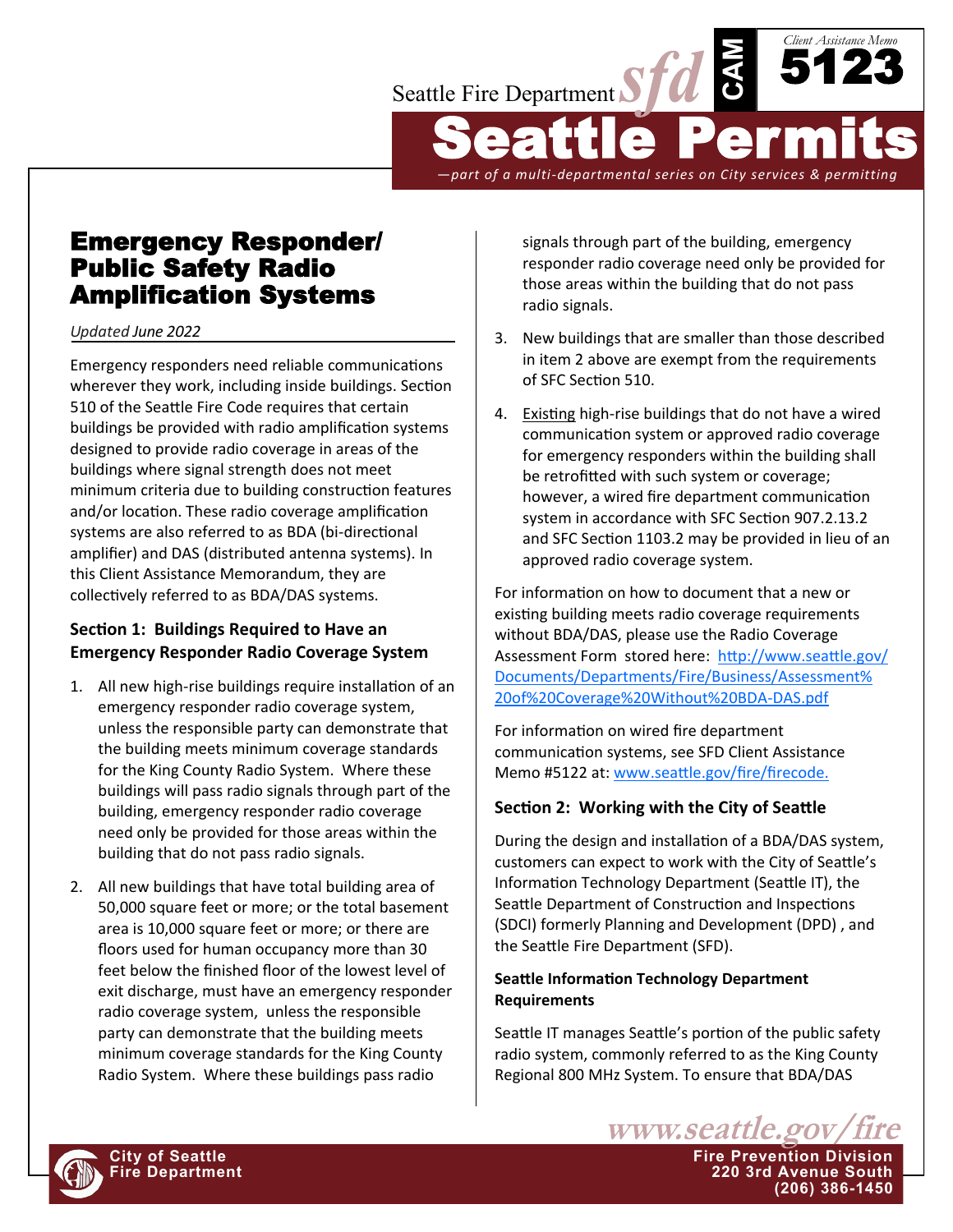# Emergency Responder/ Public Safety Radio Amplification Systems

*Updated June 2022*

Emergency responders need reliable communications wherever they work, including inside buildings. Section 510 of the Seattle Fire Code requires that certain buildings be provided with radio amplification systems designed to provide radio coverage in areas of the buildings where signal strength does not meet minimum criteria due to building construction features and/or location. These radio coverage amplification systems are also referred to as BDA (bi-directional amplifier) and DAS (distributed antenna systems). In this Client Assistance Memorandum, they are collectively referred to as BDA/DAS systems.

### Section 1: Buildings Required to Have an Emergency Responder Radio Coverage System

1. All new high-rise buildings require installation of an emergency responder radio coverage system, unless the responsible party can demonstrate that the building meets minimum coverage standards for the King County Radio System. Where these buildings will pass radio signals through part of the building, emergency responder radio coverage need only be provided for those areas within the building that do not pass radio signals.

2. All new buildings that have total building area of 50,000 square feet or more; or the total basement area is 10,000 square feet or more; or there are floors used for human occupancy more than 30 feet below the finished floor of the lowest level of exit discharge, must have an emergency responder radio coverage system, unless the responsible party can demonstrate that the building meets minimum coverage standards for the King County Radio System. Where these buildings pass radio signals through part of the building, emergency responder radio coverage need only be provided for those areas within the building that do not pass radio signals.

3. New buildings that are smaller than those described in item 2 above are exempt from the requirements of SFC Section 510.

4. Existing high-rise buildings that do not have a wired communication system or approved radio coverage for emergency responders within the building shall be retrofitted with such system or coverage; however, a wired fire department communication system in accordance with SFC Section 907.2.13.2 and SFC Section 1103.2 may be provided in lieu of an approved radio coverage system.

For information on how to document that a new or existing building meets radio coverage requirements without BDA/DAS, please use the Radio Coverage Assessment Form stored here: http://www.seattle.gov/Documents/Departments/Fire/Business/Assessment%20of%20Coverage%20Without%20BDA-DAS.pdf

For information on wired fire department communication systems, see SFD Client Assistance Memo #5122 at: www.seattle.gov/fire/firecode.

### Section 2: Working with the City of Seattle

During the design and installation of a BDA/DAS system, customers can expect to work with the City of Seattle's Information Technology Department (Seattle IT), the Seattle Department of Construction and Inspections (SDCI) formerly Planning and Development (DPD) , and the Seattle Fire Department (SFD).

#### Seattle Information Technology Department Requirements

Seattle IT manages Seattle's portion of the public safety radio system, commonly referred to as the King County Regional 800 MHz System. To ensure that BDA/DAS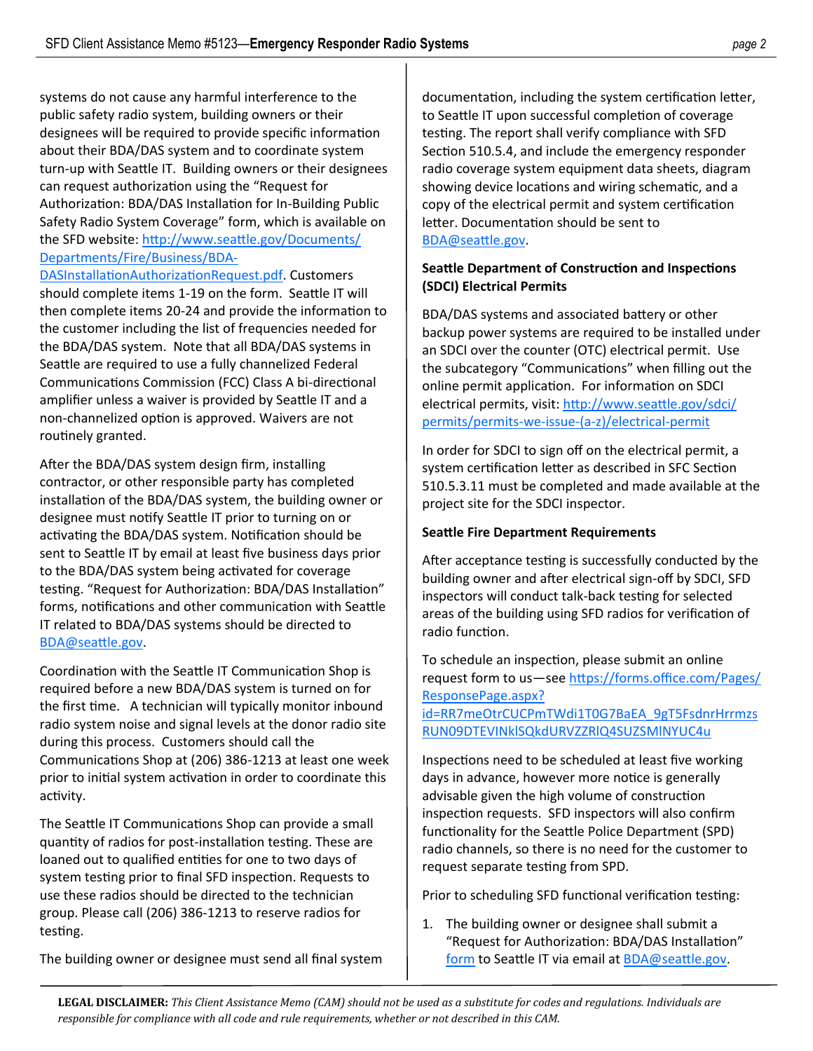systems do not cause any harmful interference to the public safety radio system, building owners or their designees will be required to provide specific information about their BDA/DAS system and to coordinate system turn-up with Seattle IT. Building owners or their designees can request authorization using the "Request for Authorization: BDA/DAS Installation for In-Building Public Safety Radio System Coverage" form, which is available on the SFD website: http://www.seattle.gov/Documents/Departments/Fire/Business/BDA-DASInstallationAuthorizationRequest.pdf. Customers should complete items 1-19 on the form. Seattle IT will then complete items 20-24 and provide the information to the customer including the list of frequencies needed for the BDA/DAS system. Note that all BDA/DAS systems in Seattle are required to use a fully channelized Federal Communications Commission (FCC) Class A bi-directional amplifier unless a waiver is provided by Seattle IT and a non-channelized option is approved. Waivers are not routinely granted.

After the BDA/DAS system design firm, installing contractor, or other responsible party has completed installation of the BDA/DAS system, the building owner or designee must notify Seattle IT prior to turning on or activating the BDA/DAS system. Notification should be sent to Seattle IT by email at least five business days prior to the BDA/DAS system being activated for coverage testing. "Request for Authorization: BDA/DAS Installation" forms, notifications and other communication with Seattle IT related to BDA/DAS systems should be directed to BDA@seattle.gov.

Coordination with the Seattle IT Communication Shop is required before a new BDA/DAS system is turned on for the first time. A technician will typically monitor inbound radio system noise and signal levels at the donor radio site during this process. Customers should call the Communications Shop at (206) 386-1213 at least one week prior to initial system activation in order to coordinate this activity.

The Seattle IT Communications Shop can provide a small quantity of radios for post-installation testing. These are loaned out to qualified entities for one to two days of system testing prior to final SFD inspection. Requests to use these radios should be directed to the technician group. Please call (206) 386-1213 to reserve radios for testing.

The building owner or designee must send all final system documentation, including the system certification letter, to Seattle IT upon successful completion of coverage testing. The report shall verify compliance with SFD Section 510.5.4, and include the emergency responder radio coverage system equipment data sheets, diagram showing device locations and wiring schematic, and a copy of the electrical permit and system certification letter. Documentation should be sent to BDA@seattle.gov.

**Seattle Department of Construction and Inspections (SDCI) Electrical Permits**

BDA/DAS systems and associated battery or other backup power systems are required to be installed under an SDCI over the counter (OTC) electrical permit. Use the subcategory "Communications" when filling out the online permit application. For information on SDCI electrical permits, visit: http://www.seattle.gov/sdci/permits/permits-we-issue-(a-z)/electrical-permit

In order for SDCI to sign off on the electrical permit, a system certification letter as described in SFC Section 510.5.3.11 must be completed and made available at the project site for the SDCI inspector.

**Seattle Fire Department Requirements**

After acceptance testing is successfully conducted by the building owner and after electrical sign-off by SDCI, SFD inspectors will conduct talk-back testing for selected areas of the building using SFD radios for verification of radio function.

To schedule an inspection, please submit an online request form to us—see https://forms.office.com/Pages/ResponsePage.aspx?id=RR7meOtrCUCPmTWdi1T0G7BaEA_9gT5FsdnrHrrmzsRUN09DTEVINklSQkdURVZZRlQ4SUZSMlNYUC4u

Inspections need to be scheduled at least five working days in advance, however more notice is generally advisable given the high volume of construction inspection requests. SFD inspectors will also confirm functionality for the Seattle Police Department (SPD) radio channels, so there is no need for the customer to request separate testing from SPD.

Prior to scheduling SFD functional verification testing:

1. The building owner or designee shall submit a "Request for Authorization: BDA/DAS Installation" form to Seattle IT via email at BDA@seattle.gov.

**LEGAL DISCLAIMER:** *This Client Assistance Memo (CAM) should not be used as a substitute for codes and regulations. Individuals are responsible for compliance with all code and rule requirements, whether or not described in this CAM.*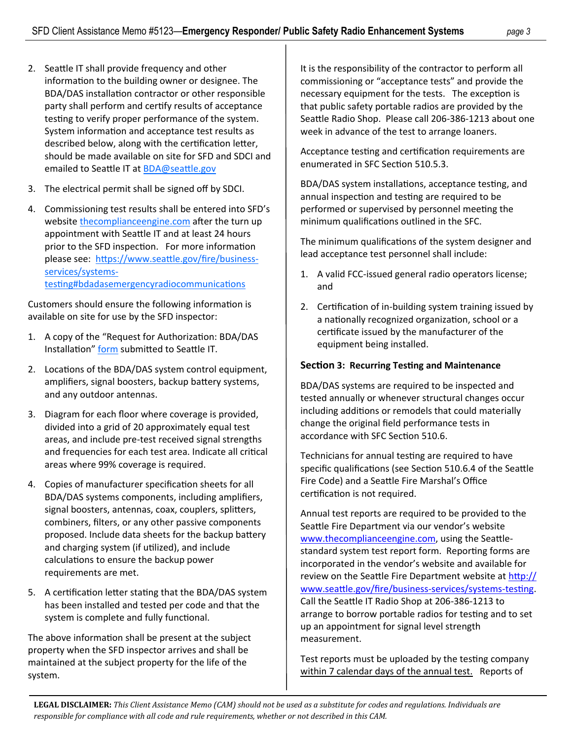2. Seattle IT shall provide frequency and other information to the building owner or designee. The BDA/DAS installation contractor or other responsible party shall perform and certify results of acceptance testing to verify proper performance of the system. System information and acceptance test results as described below, along with the certification letter, should be made available on site for SFD and SDCI and emailed to Seattle IT at [BDA@seattle.gov](mailto:BDA@seattle.gov)

3. The electrical permit shall be signed off by SDCI.

4. Commissioning test results shall be entered into SFD's website [thecomplianceengine.com](thecomplianceengine.com) after the turn up appointment with Seattle IT and at least 24 hours prior to the SFD inspection. For more information please see: [https://www.seattle.gov/fire/business-services/systems-testing#bdadasemergencyradiocommunications](https://www.seattle.gov/fire/business-services/systems-testing#bdadasemergencyradiocommunications)

Customers should ensure the following information is available on site for use by the SFD inspector:

1. A copy of the "Request for Authorization: BDA/DAS Installation" form submitted to Seattle IT.

2. Locations of the BDA/DAS system control equipment, amplifiers, signal boosters, backup battery systems, and any outdoor antennas.

3. Diagram for each floor where coverage is provided, divided into a grid of 20 approximately equal test areas, and include pre-test received signal strengths and frequencies for each test area. Indicate all critical areas where 99% coverage is required.

4. Copies of manufacturer specification sheets for all BDA/DAS systems components, including amplifiers, signal boosters, antennas, coax, couplers, splitters, combiners, filters, or any other passive components proposed. Include data sheets for the backup battery and charging system (if utilized), and include calculations to ensure the backup power requirements are met.

5. A certification letter stating that the BDA/DAS system has been installed and tested per code and that the system is complete and fully functional.

The above information shall be present at the subject property when the SFD inspector arrives and shall be maintained at the subject property for the life of the system.

It is the responsibility of the contractor to perform all commissioning or "acceptance tests" and provide the necessary equipment for the tests. The exception is that public safety portable radios are provided by the Seattle Radio Shop. Please call 206-386-1213 about one week in advance of the test to arrange loaners.

Acceptance testing and certification requirements are enumerated in SFC Section 510.5.3.

BDA/DAS system installations, acceptance testing, and annual inspection and testing are required to be performed or supervised by personnel meeting the minimum qualifications outlined in the SFC.

The minimum qualifications of the system designer and lead acceptance test personnel shall include:

1. A valid FCC-issued general radio operators license; and

2. Certification of in-building system training issued by a nationally recognized organization, school or a certificate issued by the manufacturer of the equipment being installed.

### Section 3: Recurring Testing and Maintenance

BDA/DAS systems are required to be inspected and tested annually or whenever structural changes occur including additions or remodels that could materially change the original field performance tests in accordance with SFC Section 510.6.

Technicians for annual testing are required to have specific qualifications (see Section 510.6.4 of the Seattle Fire Code) and a Seattle Fire Marshal's Office certification is not required.

Annual test reports are required to be provided to the Seattle Fire Department via our vendor's website [www.thecomplianceengine.com](www.thecomplianceengine.com), using the Seattle-standard system test report form. Reporting forms are incorporated in the vendor's website and available for review on the Seattle Fire Department website at [http://www.seattle.gov/fire/business-services/systems-testing](http://www.seattle.gov/fire/business-services/systems-testing). Call the Seattle IT Radio Shop at 206-386-1213 to arrange to borrow portable radios for testing and to set up an appointment for signal level strength measurement.

Test reports must be uploaded by the testing company <u>within 7 calendar days of the annual test.</u> Reports of

**LEGAL DISCLAIMER:** *This Client Assistance Memo (CAM) should not be used as a substitute for codes and regulations. Individuals are responsible for compliance with all code and rule requirements, whether or not described in this CAM.*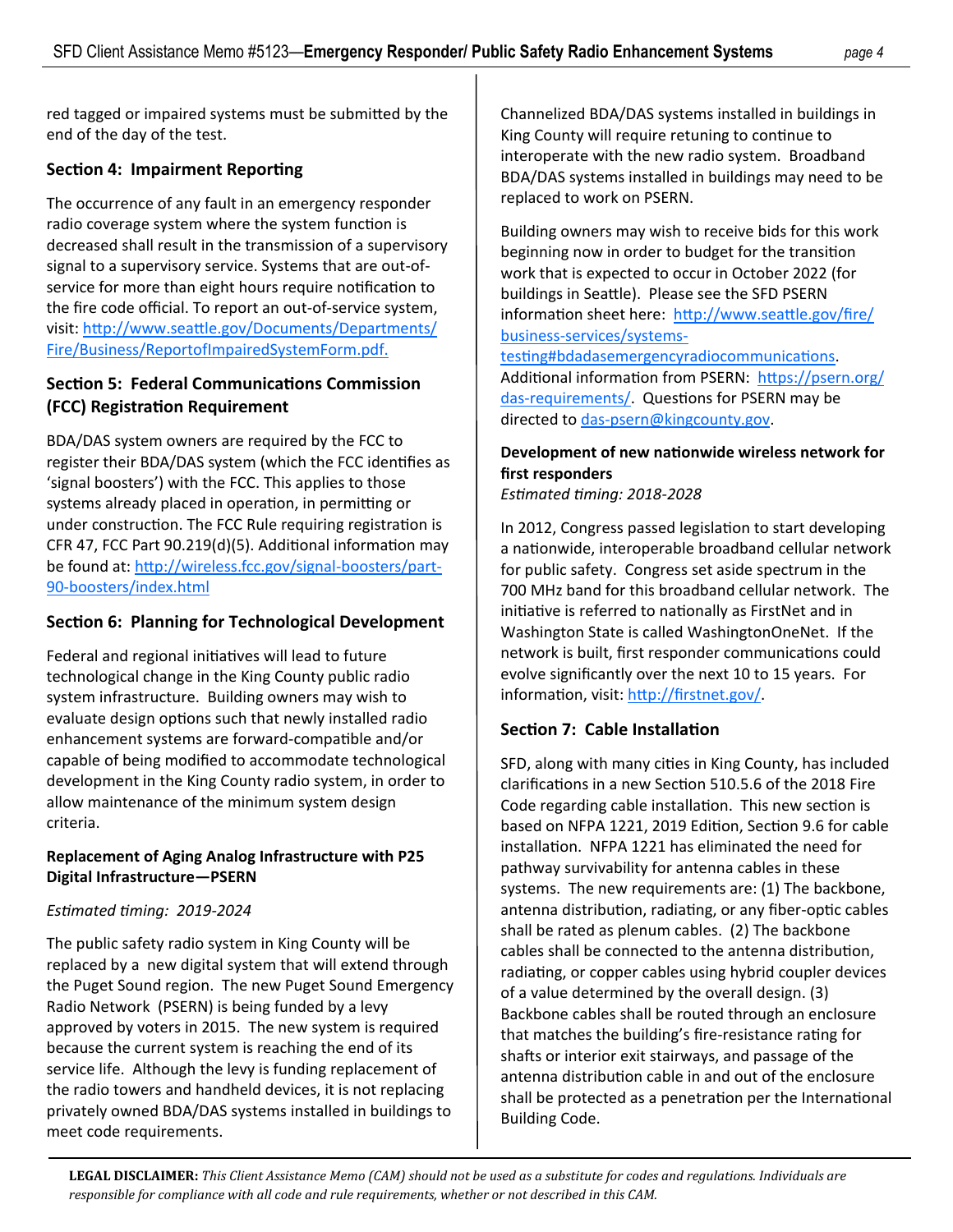red tagged or impaired systems must be submitted by the end of the day of the test.

## Section 4: Impairment Reporting

The occurrence of any fault in an emergency responder radio coverage system where the system function is decreased shall result in the transmission of a supervisory signal to a supervisory service. Systems that are out-of-service for more than eight hours require notification to the fire code official. To report an out-of-service system, visit: http://www.seattle.gov/Documents/Departments/Fire/Business/ReportofImpairedSystemForm.pdf.

## Section 5: Federal Communications Commission (FCC) Registration Requirement

BDA/DAS system owners are required by the FCC to register their BDA/DAS system (which the FCC identifies as 'signal boosters') with the FCC. This applies to those systems already placed in operation, in permitting or under construction. The FCC Rule requiring registration is CFR 47, FCC Part 90.219(d)(5). Additional information may be found at: http://wireless.fcc.gov/signal-boosters/part-90-boosters/index.html

## Section 6: Planning for Technological Development

Federal and regional initiatives will lead to future technological change in the King County public radio system infrastructure. Building owners may wish to evaluate design options such that newly installed radio enhancement systems are forward-compatible and/or capable of being modified to accommodate technological development in the King County radio system, in order to allow maintenance of the minimum system design criteria.

### Replacement of Aging Analog Infrastructure with P25 Digital Infrastructure—PSERN

*Estimated timing: 2019-2024*

The public safety radio system in King County will be replaced by a new digital system that will extend through the Puget Sound region. The new Puget Sound Emergency Radio Network (PSERN) is being funded by a levy approved by voters in 2015. The new system is required because the current system is reaching the end of its service life. Although the levy is funding replacement of the radio towers and handheld devices, it is not replacing privately owned BDA/DAS systems installed in buildings to meet code requirements.

Channelized BDA/DAS systems installed in buildings in King County will require retuning to continue to interoperate with the new radio system. Broadband BDA/DAS systems installed in buildings may need to be replaced to work on PSERN.

Building owners may wish to receive bids for this work beginning now in order to budget for the transition work that is expected to occur in October 2022 (for buildings in Seattle). Please see the SFD PSERN information sheet here: http://www.seattle.gov/fire/business-services/systems-testing#bdadasemergencyradiocommunications. Additional information from PSERN: https://psern.org/das-requirements/. Questions for PSERN may be directed to das-psern@kingcounty.gov.

### Development of new nationwide wireless network for first responders

*Estimated timing: 2018-2028*

In 2012, Congress passed legislation to start developing a nationwide, interoperable broadband cellular network for public safety. Congress set aside spectrum in the 700 MHz band for this broadband cellular network. The initiative is referred to nationally as FirstNet and in Washington State is called WashingtonOneNet. If the network is built, first responder communications could evolve significantly over the next 10 to 15 years. For information, visit: http://firstnet.gov/.

## Section 7: Cable Installation

SFD, along with many cities in King County, has included clarifications in a new Section 510.5.6 of the 2018 Fire Code regarding cable installation. This new section is based on NFPA 1221, 2019 Edition, Section 9.6 for cable installation. NFPA 1221 has eliminated the need for pathway survivability for antenna cables in these systems. The new requirements are: (1) The backbone, antenna distribution, radiating, or any fiber-optic cables shall be rated as plenum cables. (2) The backbone cables shall be connected to the antenna distribution, radiating, or copper cables using hybrid coupler devices of a value determined by the overall design. (3) Backbone cables shall be routed through an enclosure that matches the building's fire-resistance rating for shafts or interior exit stairways, and passage of the antenna distribution cable in and out of the enclosure shall be protected as a penetration per the International Building Code.

**LEGAL DISCLAIMER:** *This Client Assistance Memo (CAM) should not be used as a substitute for codes and regulations. Individuals are responsible for compliance with all code and rule requirements, whether or not described in this CAM.*